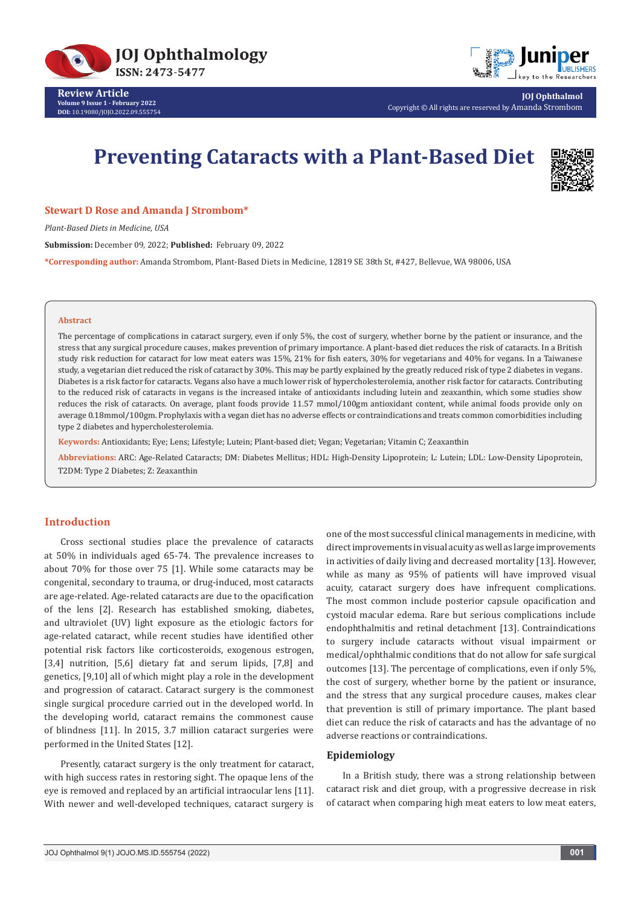Review Article
Volume 9 Issue 1 - February 2022
DOI: 10.19080/JOJO.2022.09.555754

JOJ Ophthalmol
Copyright © All rights are reserved by Amanda Strombom

# Preventing Cataracts with a Plant-Based Diet

**Stewart D Rose and Amanda J Strombom***

*Plant-Based Diets in Medicine, USA*

**Submission:** December 09, 2022; **Published:** February 09, 2022

***Corresponding author:** Amanda Strombom, Plant-Based Diets in Medicine, 12819 SE 38th St, #427, Bellevue, WA 98006, USA

## Abstract

The percentage of complications in cataract surgery, even if only 5%, the cost of surgery, whether borne by the patient or insurance, and the stress that any surgical procedure causes, makes prevention of primary importance. A plant-based diet reduces the risk of cataracts. In a British study risk reduction for cataract for low meat eaters was 15%, 21% for fish eaters, 30% for vegetarians and 40% for vegans. In a Taiwanese study, a vegetarian diet reduced the risk of cataract by 30%. This may be partly explained by the greatly reduced risk of type 2 diabetes in vegans. Diabetes is a risk factor for cataracts. Vegans also have a much lower risk of hypercholesterolemia, another risk factor for cataracts. Contributing to the reduced risk of cataracts in vegans is the increased intake of antioxidants including lutein and zeaxanthin, which some studies show reduces the risk of cataracts. On average, plant foods provide 11.57 mmol/100gm antioxidant content, while animal foods provide only on average 0.18mmol/100gm. Prophylaxis with a vegan diet has no adverse effects or contraindications and treats common comorbidities including type 2 diabetes and hypercholesterolemia.

**Keywords:** Antioxidants; Eye; Lens; Lifestyle; Lutein; Plant-based diet; Vegan; Vegetarian; Vitamin C; Zeaxanthin

**Abbreviations:** ARC: Age-Related Cataracts; DM: Diabetes Mellitus; HDL: High-Density Lipoprotein; L: Lutein; LDL: Low-Density Lipoprotein, T2DM: Type 2 Diabetes; Z: Zeaxanthin

## Introduction

Cross sectional studies place the prevalence of cataracts at 50% in individuals aged 65-74. The prevalence increases to about 70% for those over 75 [1]. While some cataracts may be congenital, secondary to trauma, or drug-induced, most cataracts are age-related. Age-related cataracts are due to the opacification of the lens [2]. Research has established smoking, diabetes, and ultraviolet (UV) light exposure as the etiologic factors for age-related cataract, while recent studies have identified other potential risk factors like corticosteroids, exogenous estrogen, [3,4] nutrition, [5,6] dietary fat and serum lipids, [7,8] and genetics, [9,10] all of which might play a role in the development and progression of cataract. Cataract surgery is the commonest single surgical procedure carried out in the developed world. In the developing world, cataract remains the commonest cause of blindness [11]. In 2015, 3.7 million cataract surgeries were performed in the United States [12].

Presently, cataract surgery is the only treatment for cataract, with high success rates in restoring sight. The opaque lens of the eye is removed and replaced by an artificial intraocular lens [11]. With newer and well-developed techniques, cataract surgery is one of the most successful clinical managements in medicine, with direct improvements in visual acuity as well as large improvements in activities of daily living and decreased mortality [13]. However, while as many as 95% of patients will have improved visual acuity, cataract surgery does have infrequent complications. The most common include posterior capsule opacification and cystoid macular edema. Rare but serious complications include endophthalmitis and retinal detachment [13]. Contraindications to surgery include cataracts without visual impairment or medical/ophthalmic conditions that do not allow for safe surgical outcomes [13]. The percentage of complications, even if only 5%, the cost of surgery, whether borne by the patient or insurance, and the stress that any surgical procedure causes, makes clear that prevention is still of primary importance. The plant based diet can reduce the risk of cataracts and has the advantage of no adverse reactions or contraindications.

### Epidemiology

In a British study, there was a strong relationship between cataract risk and diet group, with a progressive decrease in risk of cataract when comparing high meat eaters to low meat eaters,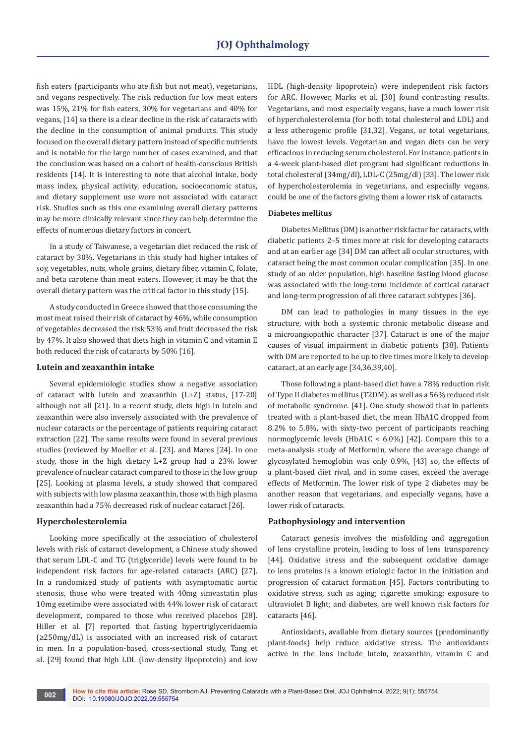fish eaters (participants who ate fish but not meat), vegetarians, and vegans respectively. The risk reduction for low meat eaters was 15%, 21% for fish eaters, 30% for vegetarians and 40% for vegans, [14] so there is a clear decline in the risk of cataracts with the decline in the consumption of animal products. This study focused on the overall dietary pattern instead of specific nutrients and is notable for the large number of cases examined, and that the conclusion was based on a cohort of health-conscious British residents [14]. It is interesting to note that alcohol intake, body mass index, physical activity, education, socioeconomic status, and dietary supplement use were not associated with cataract risk. Studies such as this one examining overall dietary patterns may be more clinically relevant since they can help determine the effects of numerous dietary factors in concert.

In a study of Taiwanese, a vegetarian diet reduced the risk of cataract by 30%. Vegetarians in this study had higher intakes of soy, vegetables, nuts, whole grains, dietary fiber, vitamin C, folate, and beta carotene than meat eaters. However, it may be that the overall dietary pattern was the critical factor in this study [15].

A study conducted in Greece showed that those consuming the most meat raised their risk of cataract by 46%, while consumption of vegetables decreased the risk 53% and fruit decreased the risk by 47%. It also showed that diets high in vitamin C and vitamin E both reduced the risk of cataracts by 50% [16].

### Lutein and zeaxanthin intake

Several epidemiologic studies show a negative association of cataract with lutein and zeaxanthin (L+Z) status, [17-20] although not all [21]. In a recent study, diets high in lutein and zeaxanthin were also inversely associated with the prevalence of nuclear cataracts or the percentage of patients requiring cataract extraction [22]. The same results were found in several previous studies (reviewed by Moeller et al. [23]. and Mares [24]. In one study, those in the high dietary L+Z group had a 23% lower prevalence of nuclear cataract compared to those in the low group [25]. Looking at plasma levels, a study showed that compared with subjects with low plasma zeaxanthin, those with high plasma zeaxanthin had a 75% decreased risk of nuclear cataract [26].

### Hypercholesterolemia

Looking more specifically at the association of cholesterol levels with risk of cataract development, a Chinese study showed that serum LDL-C and TG (triglyceride) levels were found to be independent risk factors for age-related cataracts (ARC) [27]. In a randomized study of patients with asymptomatic aortic stenosis, those who were treated with 40mg simvastatin plus 10mg ezetimibe were associated with 44% lower risk of cataract development, compared to those who received placebos [28]. Hiller et al. [7] reported that fasting hypertriglyceridaemia (≥250mg/dL) is associated with an increased risk of cataract in men. In a population-based, cross-sectional study, Tang et al. [29] found that high LDL (low-density lipoprotein) and low HDL (high-density lipoprotein) were independent risk factors for ARC. However, Marks et al. [30] found contrasting results. Vegetarians, and most especially vegans, have a much lower risk of hypercholesterolemia (for both total cholesterol and LDL) and a less atherogenic profile [31,32]. Vegans, or total vegetarians, have the lowest levels. Vegetarian and vegan diets can be very efficacious in reducing serum cholesterol. For instance, patients in a 4-week plant-based diet program had significant reductions in total cholesterol (34mg/dl), LDL-C (25mg/dl) [33]. The lower risk of hypercholesterolemia in vegetarians, and especially vegans, could be one of the factors giving them a lower risk of cataracts.

### Diabetes mellitus

Diabetes Mellitus (DM) is another risk factor for cataracts, with diabetic patients 2–5 times more at risk for developing cataracts and at an earlier age [34] DM can affect all ocular structures, with cataract being the most common ocular complication [35]. In one study of an older population, high baseline fasting blood glucose was associated with the long-term incidence of cortical cataract and long-term progression of all three cataract subtypes [36].

DM can lead to pathologies in many tissues in the eye structure, with both a systemic chronic metabolic disease and a microangiopathic character [37]. Cataract is one of the major causes of visual impairment in diabetic patients [38]. Patients with DM are reported to be up to five times more likely to develop cataract, at an early age [34,36,39,40].

Those following a plant-based diet have a 78% reduction risk of Type II diabetes mellitus (T2DM), as well as a 56% reduced risk of metabolic syndrome. [41]. One study showed that in patients treated with a plant-based diet, the mean HbA1C dropped from 8.2% to 5.8%, with sixty-two percent of participants reaching normoglycemic levels (HbA1C < 6.0%) [42]. Compare this to a meta-analysis study of Metformin, where the average change of glycosylated hemoglobin was only 0.9%, [43] so, the effects of a plant-based diet rival, and in some cases, exceed the average effects of Metformin. The lower risk of type 2 diabetes may be another reason that vegetarians, and especially vegans, have a lower risk of cataracts.

### Pathophysiology and intervention

Cataract genesis involves the misfolding and aggregation of lens crystalline protein, leading to loss of lens transparency [44]. Oxidative stress and the subsequent oxidative damage to lens proteins is a known etiologic factor in the initiation and progression of cataract formation [45]. Factors contributing to oxidative stress, such as aging; cigarette smoking; exposure to ultraviolet B light; and diabetes, are well known risk factors for cataracts [46].

Antioxidants, available from dietary sources (predominantly plant-foods) help reduce oxidative stress. The antioxidants active in the lens include lutein, zeaxanthin, vitamin C and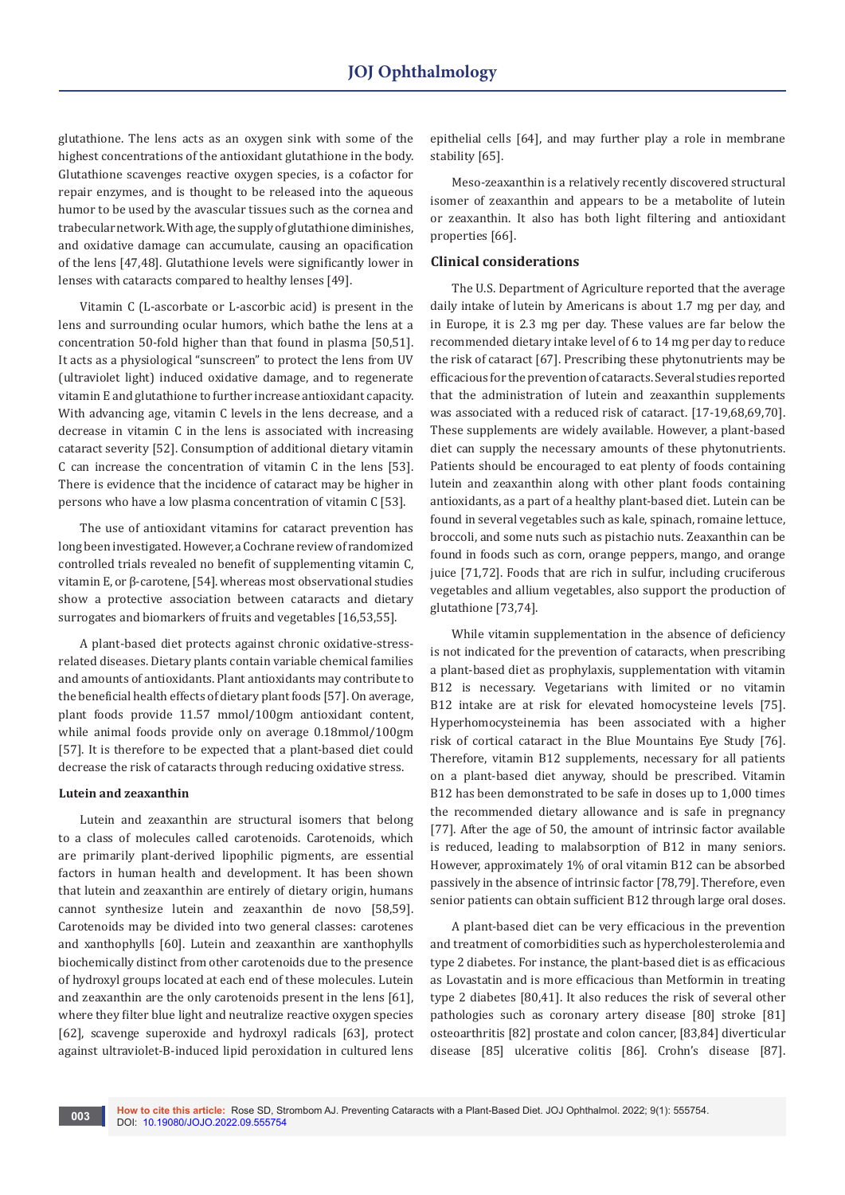glutathione. The lens acts as an oxygen sink with some of the highest concentrations of the antioxidant glutathione in the body. Glutathione scavenges reactive oxygen species, is a cofactor for repair enzymes, and is thought to be released into the aqueous humor to be used by the avascular tissues such as the cornea and trabecular network. With age, the supply of glutathione diminishes, and oxidative damage can accumulate, causing an opacification of the lens [47,48]. Glutathione levels were significantly lower in lenses with cataracts compared to healthy lenses [49].

Vitamin C (L-ascorbate or L-ascorbic acid) is present in the lens and surrounding ocular humors, which bathe the lens at a concentration 50-fold higher than that found in plasma [50,51]. It acts as a physiological "sunscreen" to protect the lens from UV (ultraviolet light) induced oxidative damage, and to regenerate vitamin E and glutathione to further increase antioxidant capacity. With advancing age, vitamin C levels in the lens decrease, and a decrease in vitamin C in the lens is associated with increasing cataract severity [52]. Consumption of additional dietary vitamin C can increase the concentration of vitamin C in the lens [53]. There is evidence that the incidence of cataract may be higher in persons who have a low plasma concentration of vitamin C [53].

The use of antioxidant vitamins for cataract prevention has long been investigated. However, a Cochrane review of randomized controlled trials revealed no benefit of supplementing vitamin C, vitamin E, or β-carotene, [54]. whereas most observational studies show a protective association between cataracts and dietary surrogates and biomarkers of fruits and vegetables [16,53,55].

A plant-based diet protects against chronic oxidative-stress-related diseases. Dietary plants contain variable chemical families and amounts of antioxidants. Plant antioxidants may contribute to the beneficial health effects of dietary plant foods [57]. On average, plant foods provide 11.57 mmol/100gm antioxidant content, while animal foods provide only on average 0.18mmol/100gm [57]. It is therefore to be expected that a plant-based diet could decrease the risk of cataracts through reducing oxidative stress.

### Lutein and zeaxanthin

Lutein and zeaxanthin are structural isomers that belong to a class of molecules called carotenoids. Carotenoids, which are primarily plant-derived lipophilic pigments, are essential factors in human health and development. It has been shown that lutein and zeaxanthin are entirely of dietary origin, humans cannot synthesize lutein and zeaxanthin de novo [58,59]. Carotenoids may be divided into two general classes: carotenes and xanthophylls [60]. Lutein and zeaxanthin are xanthophylls biochemically distinct from other carotenoids due to the presence of hydroxyl groups located at each end of these molecules. Lutein and zeaxanthin are the only carotenoids present in the lens [61], where they filter blue light and neutralize reactive oxygen species [62], scavenge superoxide and hydroxyl radicals [63], protect against ultraviolet-B-induced lipid peroxidation in cultured lens epithelial cells [64], and may further play a role in membrane stability [65].

Meso-zeaxanthin is a relatively recently discovered structural isomer of zeaxanthin and appears to be a metabolite of lutein or zeaxanthin. It also has both light filtering and antioxidant properties [66].

### Clinical considerations

The U.S. Department of Agriculture reported that the average daily intake of lutein by Americans is about 1.7 mg per day, and in Europe, it is 2.3 mg per day. These values are far below the recommended dietary intake level of 6 to 14 mg per day to reduce the risk of cataract [67]. Prescribing these phytonutrients may be efficacious for the prevention of cataracts. Several studies reported that the administration of lutein and zeaxanthin supplements was associated with a reduced risk of cataract. [17-19,68,69,70]. These supplements are widely available. However, a plant-based diet can supply the necessary amounts of these phytonutrients. Patients should be encouraged to eat plenty of foods containing lutein and zeaxanthin along with other plant foods containing antioxidants, as a part of a healthy plant-based diet. Lutein can be found in several vegetables such as kale, spinach, romaine lettuce, broccoli, and some nuts such as pistachio nuts. Zeaxanthin can be found in foods such as corn, orange peppers, mango, and orange juice [71,72]. Foods that are rich in sulfur, including cruciferous vegetables and allium vegetables, also support the production of glutathione [73,74].

While vitamin supplementation in the absence of deficiency is not indicated for the prevention of cataracts, when prescribing a plant-based diet as prophylaxis, supplementation with vitamin B12 is necessary. Vegetarians with limited or no vitamin B12 intake are at risk for elevated homocysteine levels [75]. Hyperhomocysteinemia has been associated with a higher risk of cortical cataract in the Blue Mountains Eye Study [76]. Therefore, vitamin B12 supplements, necessary for all patients on a plant-based diet anyway, should be prescribed. Vitamin B12 has been demonstrated to be safe in doses up to 1,000 times the recommended dietary allowance and is safe in pregnancy [77]. After the age of 50, the amount of intrinsic factor available is reduced, leading to malabsorption of B12 in many seniors. However, approximately 1% of oral vitamin B12 can be absorbed passively in the absence of intrinsic factor [78,79]. Therefore, even senior patients can obtain sufficient B12 through large oral doses.

A plant-based diet can be very efficacious in the prevention and treatment of comorbidities such as hypercholesterolemia and type 2 diabetes. For instance, the plant-based diet is as efficacious as Lovastatin and is more efficacious than Metformin in treating type 2 diabetes [80,41]. It also reduces the risk of several other pathologies such as coronary artery disease [80] stroke [81] osteoarthritis [82] prostate and colon cancer, [83,84] diverticular disease [85] ulcerative colitis [86]. Crohn's disease [87].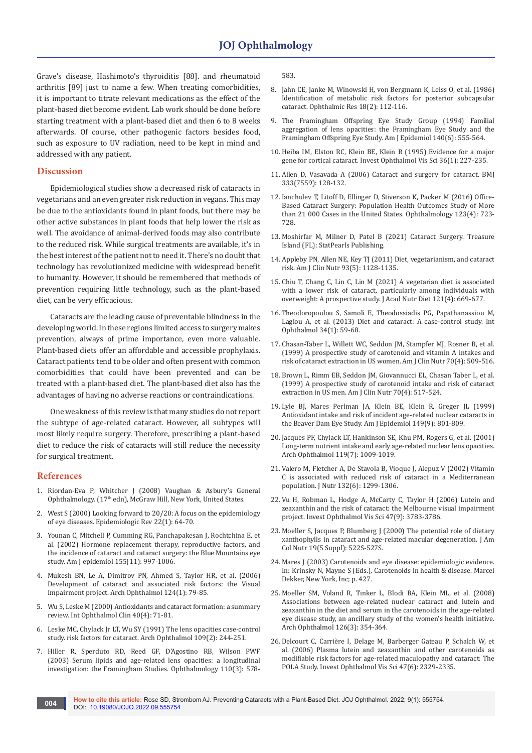Grave's disease, Hashimoto's thyroiditis [88]. and rheumatoid arthritis [89] just to name a few. When treating comorbidities, it is important to titrate relevant medications as the effect of the plant-based diet become evident. Lab work should be done before starting treatment with a plant-based diet and then 6 to 8 weeks afterwards. Of course, other pathogenic factors besides food, such as exposure to UV radiation, need to be kept in mind and addressed with any patient.

## Discussion

Epidemiological studies show a decreased risk of cataracts in vegetarians and an even greater risk reduction in vegans. This may be due to the antioxidants found in plant foods, but there may be other active substances in plant foods that help lower the risk as well. The avoidance of animal-derived foods may also contribute to the reduced risk. While surgical treatments are available, it's in the best interest of the patient not to need it. There's no doubt that technology has revolutionized medicine with widespread benefit to humanity. However, it should be remembered that methods of prevention requiring little technology, such as the plant-based diet, can be very efficacious.

Cataracts are the leading cause of preventable blindness in the developing world. In these regions limited access to surgery makes prevention, always of prime importance, even more valuable. Plant-based diets offer an affordable and accessible prophylaxis. Cataract patients tend to be older and often present with common comorbidities that could have been prevented and can be treated with a plant-based diet. The plant-based diet also has the advantages of having no adverse reactions or contraindications.

One weakness of this review is that many studies do not report the subtype of age-related cataract. However, all subtypes will most likely require surgery. Therefore, prescribing a plant-based diet to reduce the risk of cataracts will still reduce the necessity for surgical treatment.

## References

1. Riordan-Eva P, Whitcher J (2008) Vaughan & Asbury's General Ophthalmology. (17th edn), McGraw Hill, New York, United States.
2. West S (2000) Looking forward to 20/20: A focus on the epidemiology of eye diseases. Epidemiologic Rev 22(1): 64-70.
3. Younan C, Mitchell P, Cumming RG, Panchapakesan J, Rochtchina E, et al. (2002) Hormone replacement therapy, reproductive factors, and the incidence of cataract and cataract surgery: the Blue Mountains eye study. Am J epidemiol 155(11): 997-1006.
4. Mukesh BN, Le A, Dimitrov PN, Ahmed S, Taylor HR, et al. (2006) Development of cataract and associated risk factors: the Visual Impairment project. Arch Ophthalmol 124(1): 79-85.
5. Wu S, Leske M (2000) Antioxidants and cataract formation: a summary review. Int Ophthalmol Clin 40(4): 71-81.
6. Leske MC, Chylack Jr LT, Wu SY (1991) The lens opacities case-control study. risk factors for cataract. Arch Ophthalmol 109(2): 244-251.
7. Hiller R, Sperduto RD, Reed GF, D'Agostino RB, Wilson PWF (2003) Serum lipids and age-related lens opacities: a longitudinal investigation: the Framingham Studies. Ophthalmology 110(3): 578-583.
8. Jahn CE, Janke M, Winowski H, von Bergmann K, Leiss O, et al. (1986) Identification of metabolic risk factors for posterior subcapsular cataract. Ophthalmic Res 18(2): 112-116.
9. The Framingham Offspring Eye Study Group (1994) Familial aggregation of lens opacities: the Framingham Eye Study and the Framingham Offspring Eye Study. Am J Epidemiol 140(6): 555-564.
10. Heiba IM, Elston RC, Klein BE, Klein R (1995) Evidence for a major gene for cortical cataract. Invest Ophthalmol Vis Sci 36(1): 227-235.
11. Allen D, Vasavada A (2006) Cataract and surgery for cataract. BMJ 333(7559): 128-132.
12. Ianchulev T, Litoff D, Ellinger D, Stiverson K, Packer M (2016) Office-Based Cataract Surgery: Population Health Outcomes Study of More than 21 000 Cases in the United States. Ophthalmology 123(4): 723-728.
13. Moshirfar M, Milner D, Patel B (2021) Cataract Surgery. Treasure Island (FL): StatPearls Publishing.
14. Appleby PN, Allen NE, Key TJ (2011) Diet, vegetarianism, and cataract risk. Am J Clin Nutr 93(5): 1128-1135.
15. Chiu T, Chang C, Lin C, Lin M (2021) A vegetarian diet is associated with a lower risk of cataract, particularly among individuals with overweight: A prospective study. J Acad Nutr Diet 121(4): 669-677.
16. Theodoropoulou S, Samoli E, Theodossiadis PG, Papathanassiou M, Lagiou A, et al. (2013) Diet and cataract: A case-control study. Int Ophthalmol 34(1): 59-68.
17. Chasan-Taber L, Willett WC, Seddon JM, Stampfer MJ, Rosner B, et al. (1999) A prospective study of carotenoid and vitamin A intakes and risk of cataract extraction in US women. Am J Clin Nutr 70(4): 509-516.
18. Brown L, Rimm EB, Seddon JM, Giovannucci EL, Chasan Taber L, et al. (1999) A prospective study of carotenoid intake and risk of cataract extraction in US men. Am J Clin Nutr 70(4): 517-524.
19. Lyle BJ, Mares Perlman JA, Klein BE, Klein R, Greger JL (1999) Antioxidant intake and risk of incident age-related nuclear cataracts in the Beaver Dam Eye Study. Am J Epidemiol 149(9): 801-809.
20. Jacques PF, Chylack LT, Hankinson SE, Khu PM, Rogers G, et al. (2001) Long-term nutrient intake and early age-related nuclear lens opacities. Arch Ophthalmol 119(7): 1009-1019.
21. Valero M, Fletcher A, De Stavola B, Vioque J, Alepuz V (2002) Vitamin C is associated with reduced risk of cataract in a Mediterranean population. J Nutr 132(6): 1299-1306.
22. Vu H, Robman L, Hodge A, McCarty C, Taylor H (2006) Lutein and zeaxanthin and the risk of cataract: the Melbourne visual impairment project. Invest Ophthalmol Vis Sci 47(9): 3783-3786.
23. Moeller S, Jacques P, Blumberg J (2000) The potential role of dietary xanthophylls in cataract and age-related macular degeneration. J Am Col Nutr 19(5 Suppl): 522S-527S.
24. Mares J (2003) Carotenoids and eye disease: epidemiologic evidence. In: Krinsky N, Mayne S (Eds.), Carotenoids in health & disease. Marcel Dekker, New York, Inc; p. 427.
25. Moeller SM, Voland R, Tinker L, Blodi BA, Klein ML, et al. (2008) Associations between age-related nuclear cataract and lutein and zeaxanthin in the diet and serum in the carotenoids in the age-related eye disease study, an ancillary study of the women's health initiative. Arch Ophthalmol 126(3): 354-364.
26. Delcourt C, Carrière I, Delage M, Barberger Gateau P, Schalch W, et al. (2006) Plasma lutein and zeaxanthin and other carotenoids as modifiable risk factors for age-related maculopathy and cataract: The POLA Study. Invest Ophthalmol Vis Sci 47(6): 2329-2335.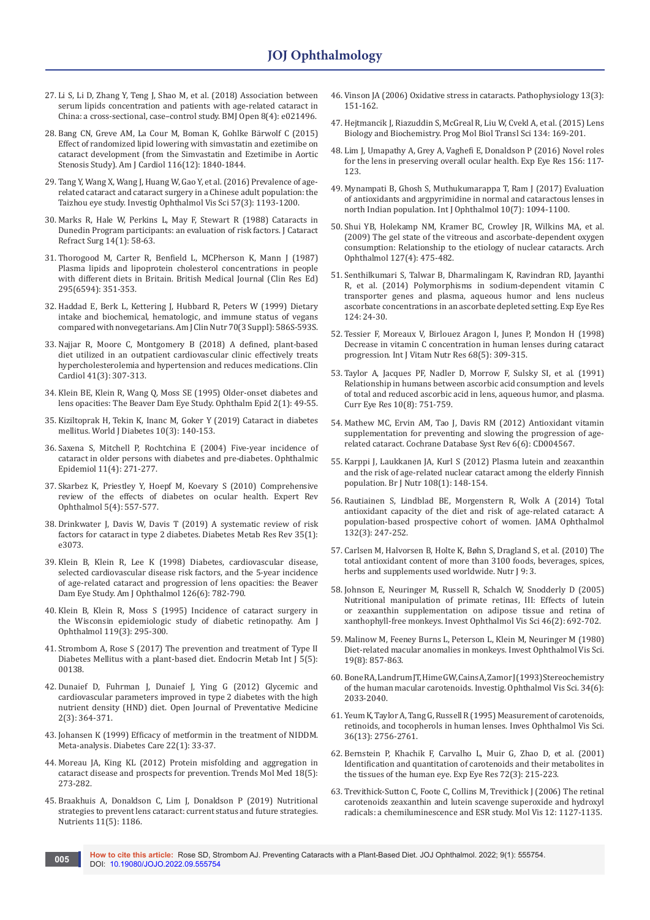27. Li S, Li D, Zhang Y, Teng J, Shao M, et al. (2018) Association between serum lipids concentration and patients with age-related cataract in China: a cross-sectional, case–control study. BMJ Open 8(4): e021496.

28. Bang CN, Greve AM, La Cour M, Boman K, Gohlke Bärwolf C (2015) Effect of randomized lipid lowering with simvastatin and ezetimibe on cataract development (from the Simvastatin and Ezetimibe in Aortic Stenosis Study). Am J Cardiol 116(12): 1840-1844.

29. Tang Y, Wang X, Wang J, Huang W, Gao Y, et al. (2016) Prevalence of age-related cataract and cataract surgery in a Chinese adult population: the Taizhou eye study. Investig Ophthalmol Vis Sci 57(3): 1193-1200.

30. Marks R, Hale W, Perkins L, May F, Stewart R (1988) Cataracts in Dunedin Program participants: an evaluation of risk factors. J Cataract Refract Surg 14(1): 58-63.

31. Thorogood M, Carter R, Benfield L, MCPherson K, Mann J (1987) Plasma lipids and lipoprotein cholesterol concentrations in people with different diets in Britain. British Medical Journal (Clin Res Ed) 295(6594): 351-353.

32. Haddad E, Berk L, Kettering J, Hubbard R, Peters W (1999) Dietary intake and biochemical, hematologic, and immune status of vegans compared with nonvegetarians. Am J Clin Nutr 70(3 Suppl): 586S-593S.

33. Najjar R, Moore C, Montgomery B (2018) A defined, plant-based diet utilized in an outpatient cardiovascular clinic effectively treats hypercholesterolemia and hypertension and reduces medications. Clin Cardiol 41(3): 307-313.

34. Klein BE, Klein R, Wang Q, Moss SE (1995) Older-onset diabetes and lens opacities: The Beaver Dam Eye Study. Ophthalm Epid 2(1): 49-55.

35. Kiziltoprak H, Tekin K, Inanc M, Goker Y (2019) Cataract in diabetes mellitus. World J Diabetes 10(3): 140-153.

36. Saxena S, Mitchell P, Rochtchina E (2004) Five-year incidence of cataract in older persons with diabetes and pre-diabetes. Ophthalmic Epidemiol 11(4): 271-277.

37. Skarbez K, Priestley Y, Hoepf M, Koevary S (2010) Comprehensive review of the effects of diabetes on ocular health. Expert Rev Ophthalmol 5(4): 557-577.

38. Drinkwater J, Davis W, Davis T (2019) A systematic review of risk factors for cataract in type 2 diabetes. Diabetes Metab Res Rev 35(1): e3073.

39. Klein B, Klein R, Lee K (1998) Diabetes, cardiovascular disease, selected cardiovascular disease risk factors, and the 5-year incidence of age-related cataract and progression of lens opacities: the Beaver Dam Eye Study. Am J Ophthalmol 126(6): 782-790.

40. Klein B, Klein R, Moss S (1995) Incidence of cataract surgery in the Wisconsin epidemiologic study of diabetic retinopathy. Am J Ophthalmol 119(3): 295-300.

41. Strombom A, Rose S (2017) The prevention and treatment of Type II Diabetes Mellitus with a plant-based diet. Endocrin Metab Int J 5(5): 00138.

42. Dunaief D, Fuhrman J, Dunaief J, Ying G (2012) Glycemic and cardiovascular parameters improved in type 2 diabetes with the high nutrient density (HND) diet. Open Journal of Preventative Medicine 2(3): 364-371.

43. Johansen K (1999) Efficacy of metformin in the treatment of NIDDM. Meta-analysis. Diabetes Care 22(1): 33-37.

44. Moreau JA, King KL (2012) Protein misfolding and aggregation in cataract disease and prospects for prevention. Trends Mol Med 18(5): 273-282.

45. Braakhuis A, Donaldson C, Lim J, Donaldson P (2019) Nutritional strategies to prevent lens cataract: current status and future strategies. Nutrients 11(5): 1186.

46. Vinson JA (2006) Oxidative stress in cataracts. Pathophysiology 13(3): 151-162.

47. Hejtmancik J, Riazuddin S, McGreal R, Liu W, Cvekl A, et al. (2015) Lens Biology and Biochemistry. Prog Mol Biol Transl Sci 134: 169-201.

48. Lim J, Umapathy A, Grey A, Vaghefi E, Donaldson P (2016) Novel roles for the lens in preserving overall ocular health. Exp Eye Res 156: 117-123.

49. Mynampati B, Ghosh S, Muthukumarappa T, Ram J (2017) Evaluation of antioxidants and argpyrimidine in normal and cataractous lenses in north Indian population. Int J Ophthalmol 10(7): 1094-1100.

50. Shui YB, Holekamp NM, Kramer BC, Crowley JR, Wilkins MA, et al. (2009) The gel state of the vitreous and ascorbate-dependent oxygen consumption: Relationship to the etiology of nuclear cataracts. Arch Ophthalmol 127(4): 475-482.

51. Senthilkumari S, Talwar B, Dharmalingam K, Ravindran RD, Jayanthi R, et al. (2014) Polymorphisms in sodium-dependent vitamin C transporter genes and plasma, aqueous humor and lens nucleus ascorbate concentrations in an ascorbate depleted setting. Exp Eye Res 124: 24-30.

52. Tessier F, Moreaux V, Birlouez Aragon I, Junes P, Mondon H (1998) Decrease in vitamin C concentration in human lenses during cataract progression. Int J Vitam Nutr Res 68(5): 309-315.

53. Taylor A, Jacques PF, Nadler D, Morrow F, Sulsky SI, et al. (1991) Relationship in humans between ascorbic acid consumption and levels of total and reduced ascorbic acid in lens, aqueous humor, and plasma. Curr Eye Res 10(8): 751-759.

54. Mathew MC, Ervin AM, Tao J, Davis RM (2012) Antioxidant vitamin supplementation for preventing and slowing the progression of age-related cataract. Cochrane Database Syst Rev 6(6): CD004567.

55. Karppi J, Laukkanen JA, Kurl S (2012) Plasma lutein and zeaxanthin and the risk of age-related nuclear cataract among the elderly Finnish population. Br J Nutr 108(1): 148-154.

56. Rautiainen S, Lindblad BE, Morgenstern R, Wolk A (2014) Total antioxidant capacity of the diet and risk of age-related cataract: A population-based prospective cohort of women. JAMA Ophthalmol 132(3): 247-252.

57. Carlsen M, Halvorsen B, Holte K, Bøhn S, Dragland S, et al. (2010) The total antioxidant content of more than 3100 foods, beverages, spices, herbs and supplements used worldwide. Nutr J 9: 3.

58. Johnson E, Neuringer M, Russell R, Schalch W, Snodderly D (2005) Nutritional manipulation of primate retinas, III: Effects of lutein or zeaxanthin supplementation on adipose tissue and retina of xanthophyll-free monkeys. Invest Ophthalmol Vis Sci 46(2): 692-702.

59. Malinow M, Feeney Burns L, Peterson L, Klein M, Neuringer M (1980) Diet-related macular anomalies in monkeys. Invest Ophthalmol Vis Sci. 19(8): 857-863.

60. Bone RA, Landrum JT, Hime GW, Cains A, Zamor J (1993) Stereochemistry of the human macular carotenoids. Investig. Ophthalmol Vis Sci. 34(6): 2033-2040.

61. Yeum K, Taylor A, Tang G, Russell R (1995) Measurement of carotenoids, retinoids, and tocopherols in human lenses. Inves Ophthalmol Vis Sci. 36(13): 2756-2761.

62. Bernstein P, Khachik F, Carvalho L, Muir G, Zhao D, et al. (2001) Identification and quantitation of carotenoids and their metabolites in the tissues of the human eye. Exp Eye Res 72(3): 215-223.

63. Trevithick-Sutton C, Foote C, Collins M, Trevithick J (2006) The retinal carotenoids zeaxanthin and lutein scavenge superoxide and hydroxyl radicals: a chemiluminescence and ESR study. Mol Vis 12: 1127-1135.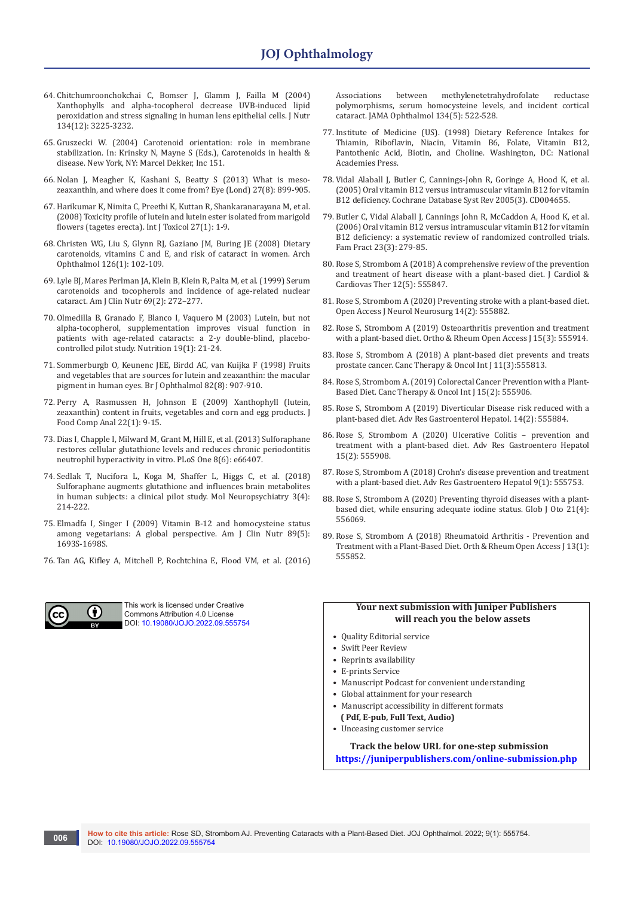64. Chitchumroonchokchai C, Bomser J, Glamm J, Failla M (2004) Xanthophylls and alpha-tocopherol decrease UVB-induced lipid peroxidation and stress signaling in human lens epithelial cells. J Nutr 134(12): 3225-3232.
65. Gruszecki W. (2004) Carotenoid orientation: role in membrane stabilization. In: Krinsky N, Mayne S (Eds.), Carotenoids in health & disease. New York, NY: Marcel Dekker, Inc 151.
66. Nolan J, Meagher K, Kashani S, Beatty S (2013) What is meso-zeaxanthin, and where does it come from? Eye (Lond) 27(8): 899-905.
67. Harikumar K, Nimita C, Preethi K, Kuttan R, Shankaranarayana M, et al. (2008) Toxicity profile of lutein and lutein ester isolated from marigold flowers (tagetes erecta). Int J Toxicol 27(1): 1-9.
68. Christen WG, Liu S, Glynn RJ, Gaziano JM, Buring JE (2008) Dietary carotenoids, vitamins C and E, and risk of cataract in women. Arch Ophthalmol 126(1): 102-109.
69. Lyle BJ, Mares Perlman JA, Klein B, Klein R, Palta M, et al. (1999) Serum carotenoids and tocopherols and incidence of age-related nuclear cataract. Am J Clin Nutr 69(2): 272–277.
70. Olmedilla B, Granado F, Blanco I, Vaquero M (2003) Lutein, but not alpha-tocopherol, supplementation improves visual function in patients with age-related cataracts: a 2-y double-blind, placebo-controlled pilot study. Nutrition 19(1): 21-24.
71. Sommerburgb O, Keunenc JEE, Birdd AC, van Kuijka F (1998) Fruits and vegetables that are sources for lutein and zeaxanthin: the macular pigment in human eyes. Br J Ophthalmol 82(8): 907-910.
72. Perry A, Rasmussen H, Johnson E (2009) Xanthophyll (lutein, zeaxanthin) content in fruits, vegetables and corn and egg products. J Food Comp Anal 22(1): 9-15.
73. Dias I, Chapple I, Milward M, Grant M, Hill E, et al. (2013) Sulforaphane restores cellular glutathione levels and reduces chronic periodontitis neutrophil hyperactivity in vitro. PLoS One 8(6): e66407.
74. Sedlak T, Nucifora L, Koga M, Shaffer L, Higgs C, et al. (2018) Sulforaphane augments glutathione and influences brain metabolites in human subjects: a clinical pilot study. Mol Neuropsychiatry 3(4): 214-222.
75. Elmadfa I, Singer I (2009) Vitamin B-12 and homocysteine status among vegetarians: A global perspective. Am J Clin Nutr 89(5): 1693S-1698S.
76. Tan AG, Kifley A, Mitchell P, Rochtchina E, Flood VM, et al. (2016) Associations between methylenetetrahydrofolate reductase polymorphisms, serum homocysteine levels, and incident cortical cataract. JAMA Ophthalmol 134(5): 522-528.
77. Institute of Medicine (US). (1998) Dietary Reference Intakes for Thiamin, Riboflavin, Niacin, Vitamin B6, Folate, Vitamin B12, Pantothenic Acid, Biotin, and Choline. Washington, DC: National Academies Press.
78. Vidal Alaball J, Butler C, Cannings-John R, Goringe A, Hood K, et al. (2005) Oral vitamin B12 versus intramuscular vitamin B12 for vitamin B12 deficiency. Cochrane Database Syst Rev 2005(3). CD004655.
79. Butler C, Vidal Alaball J, Cannings John R, McCaddon A, Hood K, et al. (2006) Oral vitamin B12 versus intramuscular vitamin B12 for vitamin B12 deficiency: a systematic review of randomized controlled trials. Fam Pract 23(3): 279-85.
80. Rose S, Strombom A (2018) A comprehensive review of the prevention and treatment of heart disease with a plant-based diet. J Cardiol & Cardiovas Ther 12(5): 555847.
81. Rose S, Strombom A (2020) Preventing stroke with a plant-based diet. Open Access J Neurol Neurosurg 14(2): 555882.
82. Rose S, Strombom A (2019) Osteoarthritis prevention and treatment with a plant-based diet. Ortho & Rheum Open Access J 15(3): 555914.
83. Rose S, Strombom A (2018) A plant-based diet prevents and treats prostate cancer. Canc Therapy & Oncol Int J 11(3):555813.
84. Rose S, Strombom A. (2019) Colorectal Cancer Prevention with a Plant-Based Diet. Canc Therapy & Oncol Int J 15(2): 555906.
85. Rose S, Strombom A (2019) Diverticular Disease risk reduced with a plant-based diet. Adv Res Gastroenterol Hepatol. 14(2): 555884.
86. Rose S, Strombom A (2020) Ulcerative Colitis – prevention and treatment with a plant-based diet. Adv Res Gastroentero Hepatol 15(2): 555908.
87. Rose S, Strombom A (2018) Crohn's disease prevention and treatment with a plant-based diet. Adv Res Gastroentero Hepatol 9(1): 555753.
88. Rose S, Strombom A (2020) Preventing thyroid diseases with a plant-based diet, while ensuring adequate iodine status. Glob J Oto 21(4): 556069.
89. Rose S, Strombom A (2018) Rheumatoid Arthritis - Prevention and Treatment with a Plant-Based Diet. Orth & Rheum Open Access J 13(1): 555852.

This work is licensed under Creative Commons Attribution 4.0 License
DOI: 10.19080/JOJO.2022.09.555754

**Your next submission with Juniper Publishers will reach you the below assets**

- Quality Editorial service
- Swift Peer Review
- Reprints availability
- E-prints Service
- Manuscript Podcast for convenient understanding
- Global attainment for your research
- Manuscript accessibility in different formats **( Pdf, E-pub, Full Text, Audio)**
- Unceasing customer service

**Track the below URL for one-step submission**
**https://juniperpublishers.com/online-submission.php**

**How to cite this article:** Rose SD, Strombom AJ. Preventing Cataracts with a Plant-Based Diet. JOJ Ophthalmol. 2022; 9(1): 555754. DOI: 10.19080/JOJO.2022.09.555754